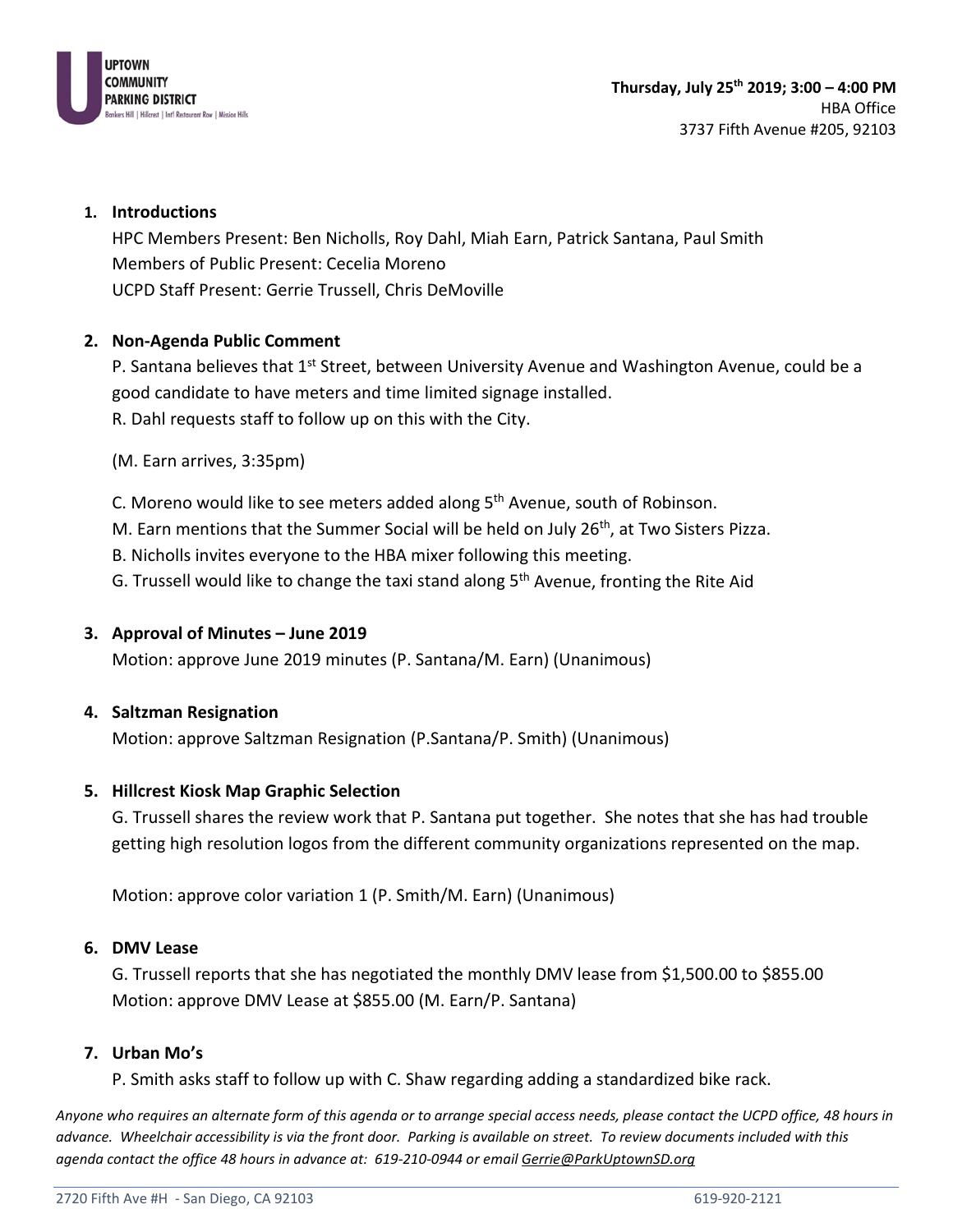UPTOWN COMMUNITY PARKING DISTRICT
Bankers Hill | Hillcrest | Int'l Restaurant Row | Mission Hills

**Thursday, July 25th 2019; 3:00 – 4:00 PM**
HBA Office
3737 Fifth Avenue #205, 92103

1. **Introductions**

   HPC Members Present: Ben Nicholls, Roy Dahl, Miah Earn, Patrick Santana, Paul Smith
   Members of Public Present: Cecelia Moreno
   UCPD Staff Present: Gerrie Trussell, Chris DeMoville

2. **Non-Agenda Public Comment**

   P. Santana believes that 1st Street, between University Avenue and Washington Avenue, could be a good candidate to have meters and time limited signage installed.
   R. Dahl requests staff to follow up on this with the City.

   (M. Earn arrives, 3:35pm)

   C. Moreno would like to see meters added along 5th Avenue, south of Robinson.
   M. Earn mentions that the Summer Social will be held on July 26th, at Two Sisters Pizza.
   B. Nicholls invites everyone to the HBA mixer following this meeting.
   G. Trussell would like to change the taxi stand along 5th Avenue, fronting the Rite Aid

3. **Approval of Minutes – June 2019**

   Motion: approve June 2019 minutes (P. Santana/M. Earn) (Unanimous)

4. **Saltzman Resignation**

   Motion: approve Saltzman Resignation (P.Santana/P. Smith) (Unanimous)

5. **Hillcrest Kiosk Map Graphic Selection**

   G. Trussell shares the review work that P. Santana put together. She notes that she has had trouble getting high resolution logos from the different community organizations represented on the map.

   Motion: approve color variation 1 (P. Smith/M. Earn) (Unanimous)

6. **DMV Lease**

   G. Trussell reports that she has negotiated the monthly DMV lease from $1,500.00 to $855.00
   Motion: approve DMV Lease at $855.00 (M. Earn/P. Santana)

7. **Urban Mo's**

   P. Smith asks staff to follow up with C. Shaw regarding adding a standardized bike rack.

*Anyone who requires an alternate form of this agenda or to arrange special access needs, please contact the UCPD office, 48 hours in advance. Wheelchair accessibility is via the front door. Parking is available on street. To review documents included with this agenda contact the office 48 hours in advance at: 619-210-0944 or email Gerrie@ParkUptownSD.org*

2720 Fifth Ave #H - San Diego, CA 92103 619-920-2121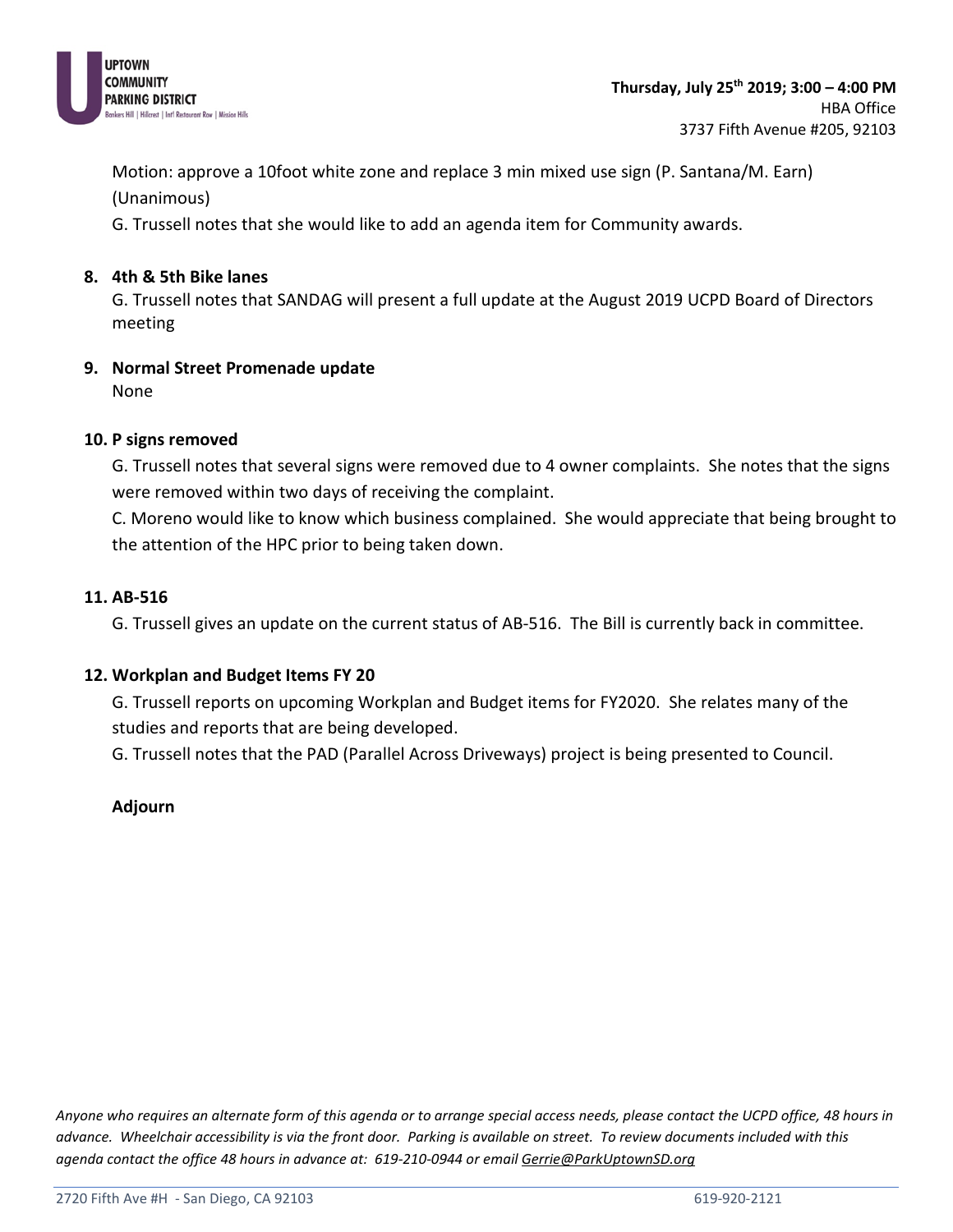Motion: approve a 10foot white zone and replace 3 min mixed use sign (P. Santana/M. Earn) (Unanimous)

G. Trussell notes that she would like to add an agenda item for Community awards.

**8. 4th & 5th Bike lanes**

G. Trussell notes that SANDAG will present a full update at the August 2019 UCPD Board of Directors meeting

**9. Normal Street Promenade update**

None

**10. P signs removed**

G. Trussell notes that several signs were removed due to 4 owner complaints. She notes that the signs were removed within two days of receiving the complaint.

C. Moreno would like to know which business complained. She would appreciate that being brought to the attention of the HPC prior to being taken down.

**11. AB-516**

G. Trussell gives an update on the current status of AB-516. The Bill is currently back in committee.

**12. Workplan and Budget Items FY 20**

G. Trussell reports on upcoming Workplan and Budget items for FY2020. She relates many of the studies and reports that are being developed.

G. Trussell notes that the PAD (Parallel Across Driveways) project is being presented to Council.

**Adjourn**

*Anyone who requires an alternate form of this agenda or to arrange special access needs, please contact the UCPD office, 48 hours in advance. Wheelchair accessibility is via the front door. Parking is available on street. To review documents included with this agenda contact the office 48 hours in advance at: 619-210-0944 or email Gerrie@ParkUptownSD.org*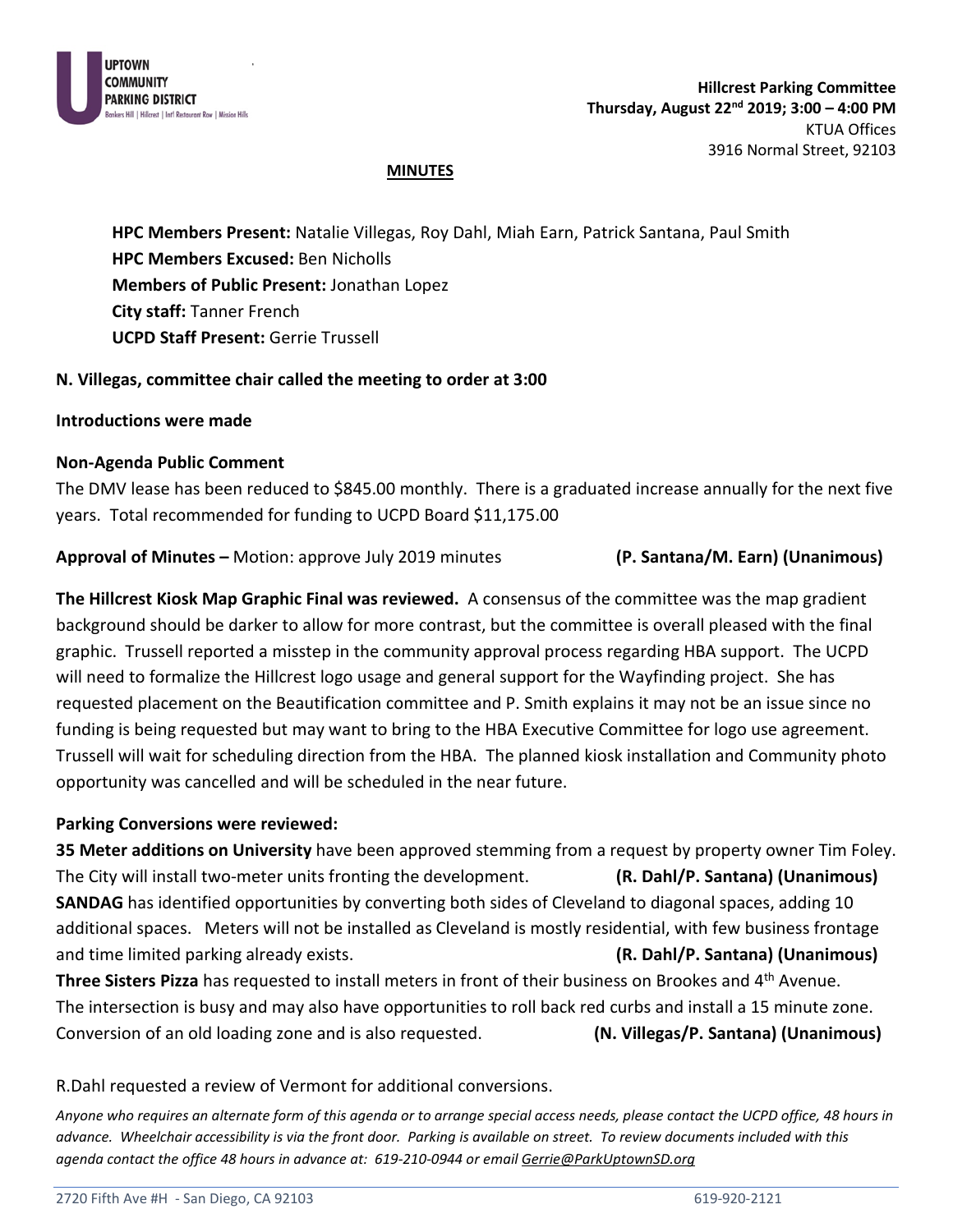**Hillcrest Parking Committee**
**Thursday, August 22nd 2019; 3:00 – 4:00 PM**
KTUA Offices
3916 Normal Street, 92103

**MINUTES**

**HPC Members Present:** Natalie Villegas, Roy Dahl, Miah Earn, Patrick Santana, Paul Smith
**HPC Members Excused:** Ben Nicholls
**Members of Public Present:** Jonathan Lopez
**City staff:** Tanner French
**UCPD Staff Present:** Gerrie Trussell

**N. Villegas, committee chair called the meeting to order at 3:00**

**Introductions were made**

**Non-Agenda Public Comment**
The DMV lease has been reduced to $845.00 monthly. There is a graduated increase annually for the next five years. Total recommended for funding to UCPD Board $11,175.00

**Approval of Minutes –** Motion: approve July 2019 minutes **(P. Santana/M. Earn) (Unanimous)**

**The Hillcrest Kiosk Map Graphic Final was reviewed.** A consensus of the committee was the map gradient background should be darker to allow for more contrast, but the committee is overall pleased with the final graphic. Trussell reported a misstep in the community approval process regarding HBA support. The UCPD will need to formalize the Hillcrest logo usage and general support for the Wayfinding project. She has requested placement on the Beautification committee and P. Smith explains it may not be an issue since no funding is being requested but may want to bring to the HBA Executive Committee for logo use agreement. Trussell will wait for scheduling direction from the HBA. The planned kiosk installation and Community photo opportunity was cancelled and will be scheduled in the near future.

**Parking Conversions were reviewed:**
**35 Meter additions on University** have been approved stemming from a request by property owner Tim Foley. The City will install two-meter units fronting the development. **(R. Dahl/P. Santana) (Unanimous)**
**SANDAG** has identified opportunities by converting both sides of Cleveland to diagonal spaces, adding 10 additional spaces. Meters will not be installed as Cleveland is mostly residential, with few business frontage and time limited parking already exists. **(R. Dahl/P. Santana) (Unanimous)**
**Three Sisters Pizza** has requested to install meters in front of their business on Brookes and 4th Avenue. The intersection is busy and may also have opportunities to roll back red curbs and install a 15 minute zone. Conversion of an old loading zone and is also requested. **(N. Villegas/P. Santana) (Unanimous)**

R.Dahl requested a review of Vermont for additional conversions.

*Anyone who requires an alternate form of this agenda or to arrange special access needs, please contact the UCPD office, 48 hours in advance. Wheelchair accessibility is via the front door. Parking is available on street. To review documents included with this agenda contact the office 48 hours in advance at: 619-210-0944 or email Gerrie@ParkUptownSD.org*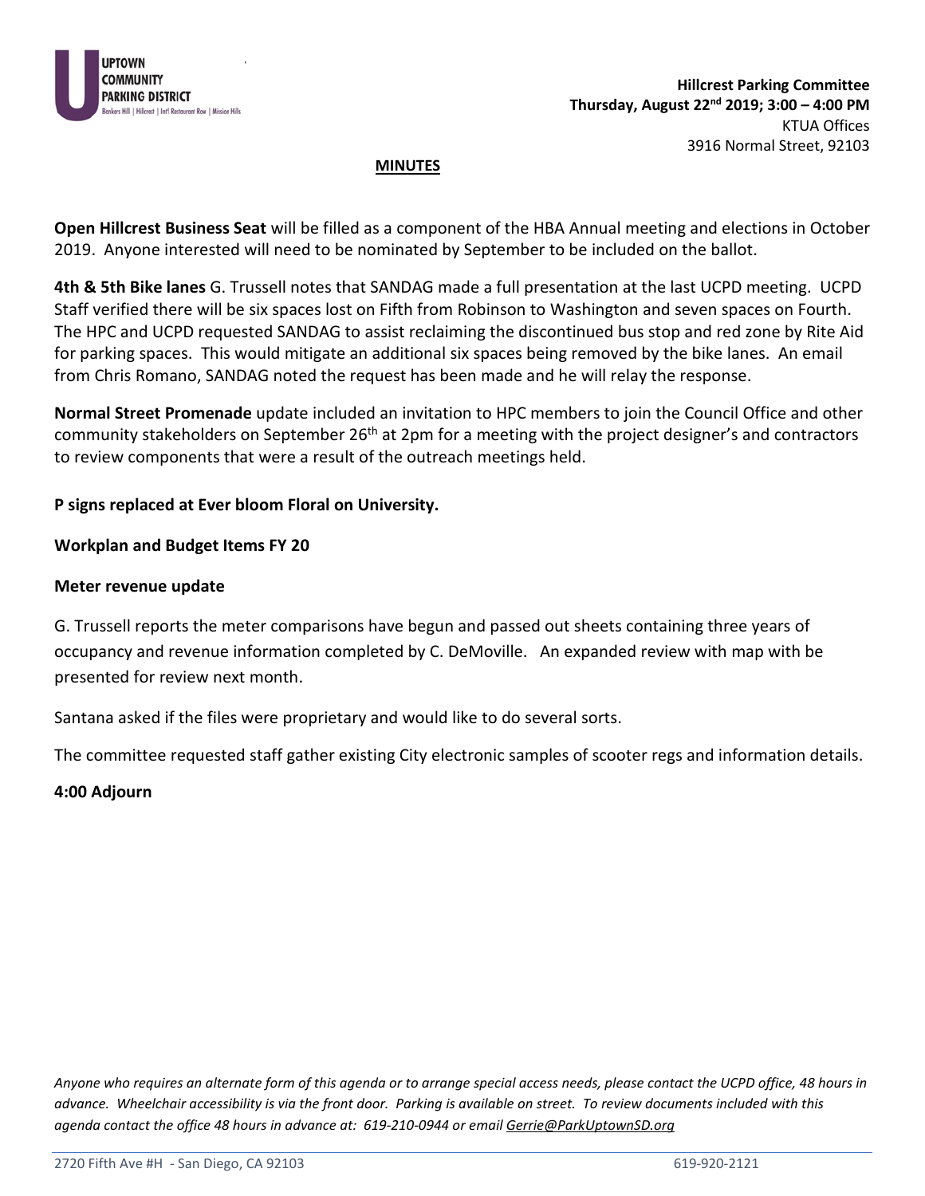Hillcrest Parking Committee
**Thursday, August 22nd 2019; 3:00 – 4:00 PM**
KTUA Offices
3916 Normal Street, 92103

**MINUTES**

**Open Hillcrest Business Seat** will be filled as a component of the HBA Annual meeting and elections in October 2019. Anyone interested will need to be nominated by September to be included on the ballot.

**4th & 5th Bike lanes** G. Trussell notes that SANDAG made a full presentation at the last UCPD meeting. UCPD Staff verified there will be six spaces lost on Fifth from Robinson to Washington and seven spaces on Fourth. The HPC and UCPD requested SANDAG to assist reclaiming the discontinued bus stop and red zone by Rite Aid for parking spaces. This would mitigate an additional six spaces being removed by the bike lanes. An email from Chris Romano, SANDAG noted the request has been made and he will relay the response.

**Normal Street Promenade** update included an invitation to HPC members to join the Council Office and other community stakeholders on September 26th at 2pm for a meeting with the project designer's and contractors to review components that were a result of the outreach meetings held.

**P signs replaced at Ever bloom Floral on University.**

**Workplan and Budget Items FY 20**

**Meter revenue update**

G. Trussell reports the meter comparisons have begun and passed out sheets containing three years of occupancy and revenue information completed by C. DeMoville. An expanded review with map with be presented for review next month.

Santana asked if the files were proprietary and would like to do several sorts.

The committee requested staff gather existing City electronic samples of scooter regs and information details.

**4:00 Adjourn**

*Anyone who requires an alternate form of this agenda or to arrange special access needs, please contact the UCPD office, 48 hours in advance. Wheelchair accessibility is via the front door. Parking is available on street. To review documents included with this agenda contact the office 48 hours in advance at: 619-210-0944 or email Gerrie@ParkUptownSD.org*

2720 Fifth Ave #H - San Diego, CA 92103 619-920-2121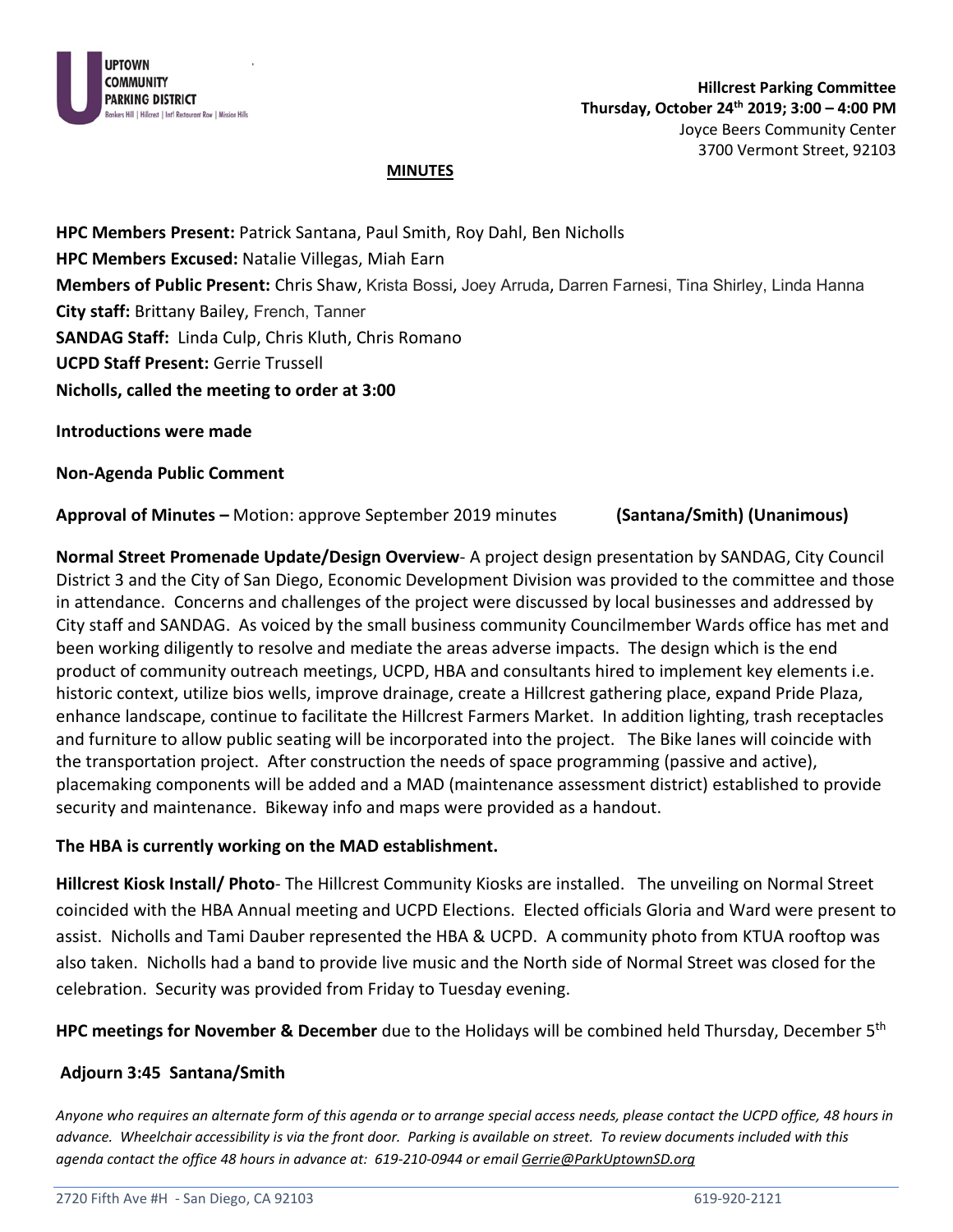**Hillcrest Parking Committee**
**Thursday, October 24th 2019; 3:00 – 4:00 PM**
Joyce Beers Community Center
3700 Vermont Street, 92103

**MINUTES**

**HPC Members Present:** Patrick Santana, Paul Smith, Roy Dahl, Ben Nicholls
**HPC Members Excused:** Natalie Villegas, Miah Earn
**Members of Public Present:** Chris Shaw, Krista Bossi, Joey Arruda, Darren Farnesi, Tina Shirley, Linda Hanna
**City staff:** Brittany Bailey, French, Tanner
**SANDAG Staff:** Linda Culp, Chris Kluth, Chris Romano
**UCPD Staff Present:** Gerrie Trussell
**Nicholls, called the meeting to order at 3:00**

**Introductions were made**

**Non-Agenda Public Comment**

**Approval of Minutes –** Motion: approve September 2019 minutes **(Santana/Smith) (Unanimous)**

**Normal Street Promenade Update/Design Overview**- A project design presentation by SANDAG, City Council District 3 and the City of San Diego, Economic Development Division was provided to the committee and those in attendance. Concerns and challenges of the project were discussed by local businesses and addressed by City staff and SANDAG. As voiced by the small business community Councilmember Wards office has met and been working diligently to resolve and mediate the areas adverse impacts. The design which is the end product of community outreach meetings, UCPD, HBA and consultants hired to implement key elements i.e. historic context, utilize bios wells, improve drainage, create a Hillcrest gathering place, expand Pride Plaza, enhance landscape, continue to facilitate the Hillcrest Farmers Market. In addition lighting, trash receptacles and furniture to allow public seating will be incorporated into the project. The Bike lanes will coincide with the transportation project. After construction the needs of space programming (passive and active), placemaking components will be added and a MAD (maintenance assessment district) established to provide security and maintenance. Bikeway info and maps were provided as a handout.

**The HBA is currently working on the MAD establishment.**

**Hillcrest Kiosk Install/ Photo**- The Hillcrest Community Kiosks are installed. The unveiling on Normal Street coincided with the HBA Annual meeting and UCPD Elections. Elected officials Gloria and Ward were present to assist. Nicholls and Tami Dauber represented the HBA & UCPD. A community photo from KTUA rooftop was also taken. Nicholls had a band to provide live music and the North side of Normal Street was closed for the celebration. Security was provided from Friday to Tuesday evening.

**HPC meetings for November & December** due to the Holidays will be combined held Thursday, December 5th

**Adjourn 3:45 Santana/Smith**

*Anyone who requires an alternate form of this agenda or to arrange special access needs, please contact the UCPD office, 48 hours in advance. Wheelchair accessibility is via the front door. Parking is available on street. To review documents included with this agenda contact the office 48 hours in advance at: 619-210-0944 or email Gerrie@ParkUptownSD.org*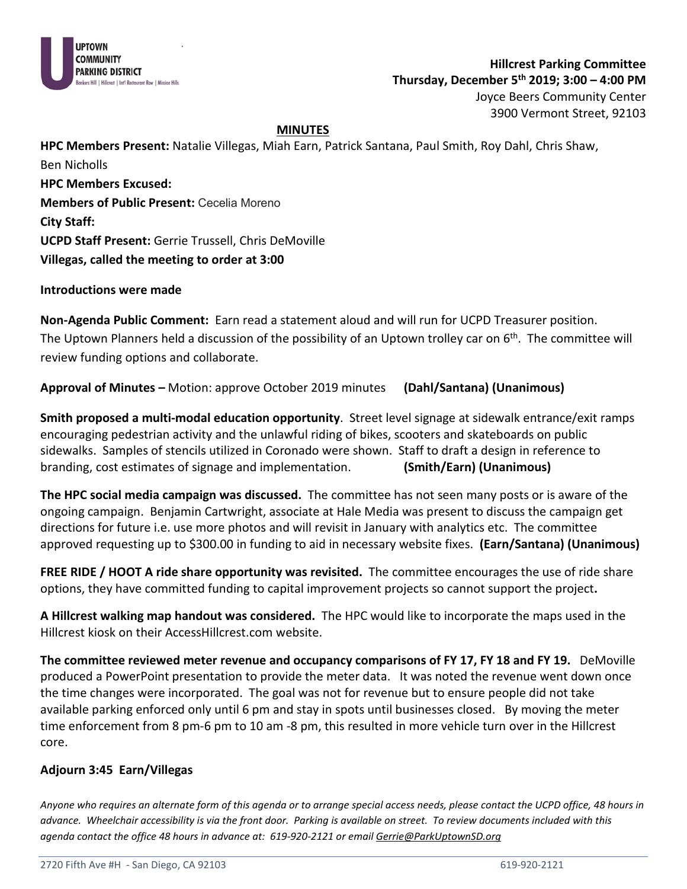**Hillcrest Parking Committee**
**Thursday, December 5th 2019; 3:00 – 4:00 PM**
Joyce Beers Community Center
3900 Vermont Street, 92103

## MINUTES

**HPC Members Present:** Natalie Villegas, Miah Earn, Patrick Santana, Paul Smith, Roy Dahl, Chris Shaw, Ben Nicholls
**HPC Members Excused:**
**Members of Public Present:** Cecelia Moreno
**City Staff:**
**UCPD Staff Present:** Gerrie Trussell, Chris DeMoville
**Villegas, called the meeting to order at 3:00**

**Introductions were made**

**Non-Agenda Public Comment:** Earn read a statement aloud and will run for UCPD Treasurer position. The Uptown Planners held a discussion of the possibility of an Uptown trolley car on 6th. The committee will review funding options and collaborate.

**Approval of Minutes –** Motion: approve October 2019 minutes **(Dahl/Santana) (Unanimous)**

**Smith proposed a multi-modal education opportunity**. Street level signage at sidewalk entrance/exit ramps encouraging pedestrian activity and the unlawful riding of bikes, scooters and skateboards on public sidewalks. Samples of stencils utilized in Coronado were shown. Staff to draft a design in reference to branding, cost estimates of signage and implementation. **(Smith/Earn) (Unanimous)**

**The HPC social media campaign was discussed.** The committee has not seen many posts or is aware of the ongoing campaign. Benjamin Cartwright, associate at Hale Media was present to discuss the campaign get directions for future i.e. use more photos and will revisit in January with analytics etc. The committee approved requesting up to $300.00 in funding to aid in necessary website fixes. **(Earn/Santana) (Unanimous)**

**FREE RIDE / HOOT A ride share opportunity was revisited.** The committee encourages the use of ride share options, they have committed funding to capital improvement projects so cannot support the project**.**

**A Hillcrest walking map handout was considered.** The HPC would like to incorporate the maps used in the Hillcrest kiosk on their AccessHillcrest.com website.

**The committee reviewed meter revenue and occupancy comparisons of FY 17, FY 18 and FY 19.** DeMoville produced a PowerPoint presentation to provide the meter data. It was noted the revenue went down once the time changes were incorporated. The goal was not for revenue but to ensure people did not take available parking enforced only until 6 pm and stay in spots until businesses closed. By moving the meter time enforcement from 8 pm-6 pm to 10 am -8 pm, this resulted in more vehicle turn over in the Hillcrest core.

**Adjourn 3:45 Earn/Villegas**

*Anyone who requires an alternate form of this agenda or to arrange special access needs, please contact the UCPD office, 48 hours in advance. Wheelchair accessibility is via the front door. Parking is available on street. To review documents included with this agenda contact the office 48 hours in advance at: 619-920-2121 or email Gerrie@ParkUptownSD.org*

2720 Fifth Ave #H - San Diego, CA 92103 619-920-2121